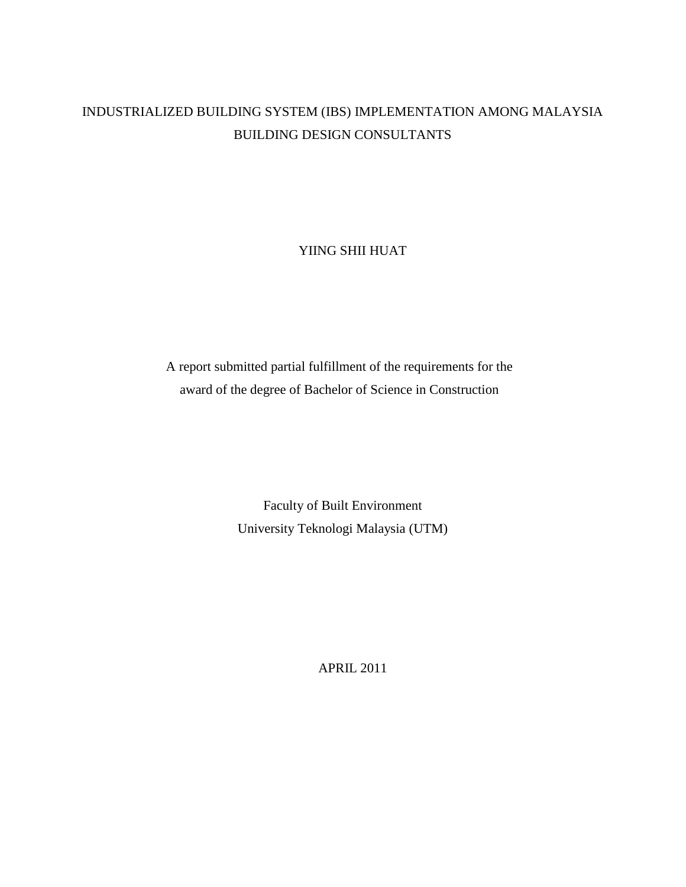# INDUSTRIALIZED BUILDING SYSTEM (IBS) IMPLEMENTATION AMONG MALAYSIA BUILDING DESIGN CONSULTANTS

YIING SHII HUAT

A report submitted partial fulfillment of the requirements for the award of the degree of Bachelor of Science in Construction

Faculty of Built Environment
University Teknologi Malaysia (UTM)

APRIL 2011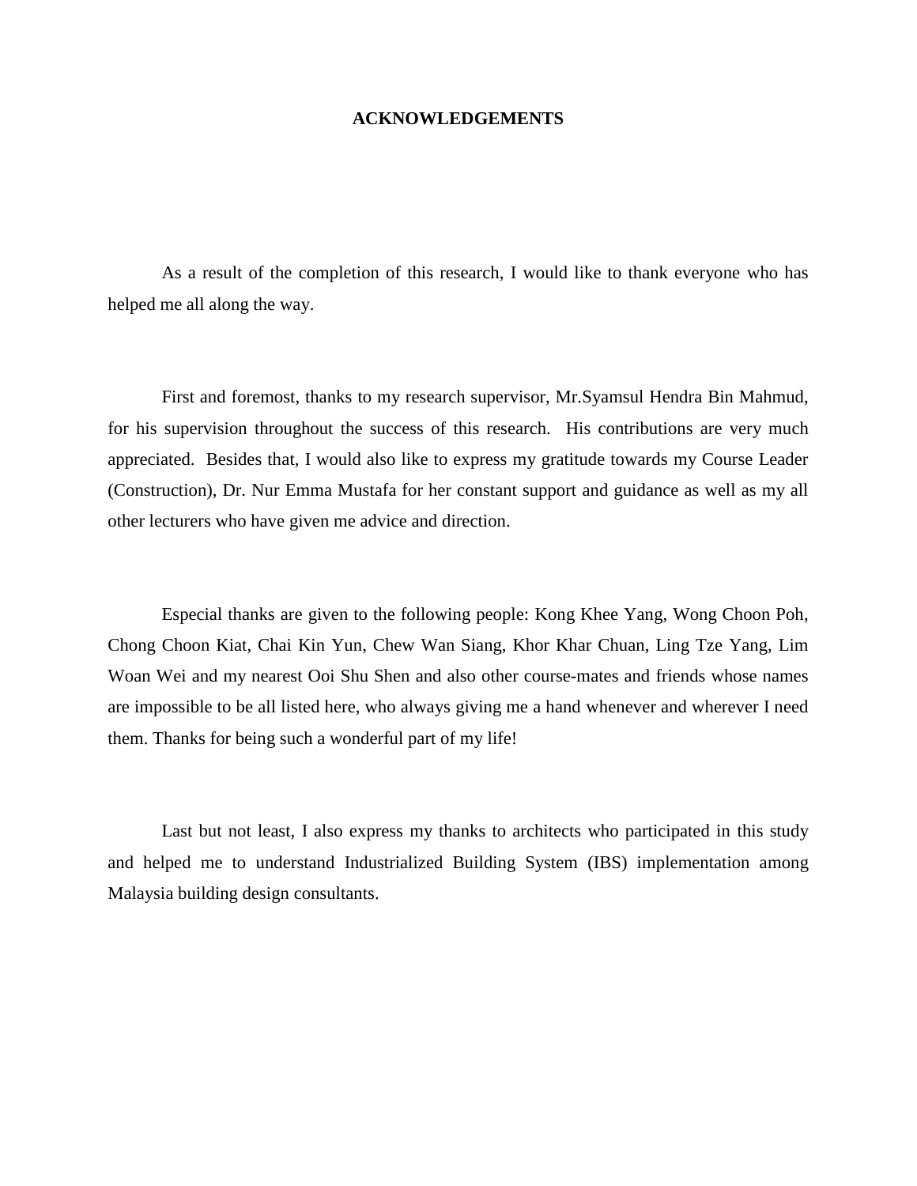# ACKNOWLEDGEMENTS

As a result of the completion of this research, I would like to thank everyone who has helped me all along the way.

First and foremost, thanks to my research supervisor, Mr.Syamsul Hendra Bin Mahmud, for his supervision throughout the success of this research. His contributions are very much appreciated. Besides that, I would also like to express my gratitude towards my Course Leader (Construction), Dr. Nur Emma Mustafa for her constant support and guidance as well as my all other lecturers who have given me advice and direction.

Especial thanks are given to the following people: Kong Khee Yang, Wong Choon Poh, Chong Choon Kiat, Chai Kin Yun, Chew Wan Siang, Khor Khar Chuan, Ling Tze Yang, Lim Woan Wei and my nearest Ooi Shu Shen and also other course-mates and friends whose names are impossible to be all listed here, who always giving me a hand whenever and wherever I need them. Thanks for being such a wonderful part of my life!

Last but not least, I also express my thanks to architects who participated in this study and helped me to understand Industrialized Building System (IBS) implementation among Malaysia building design consultants.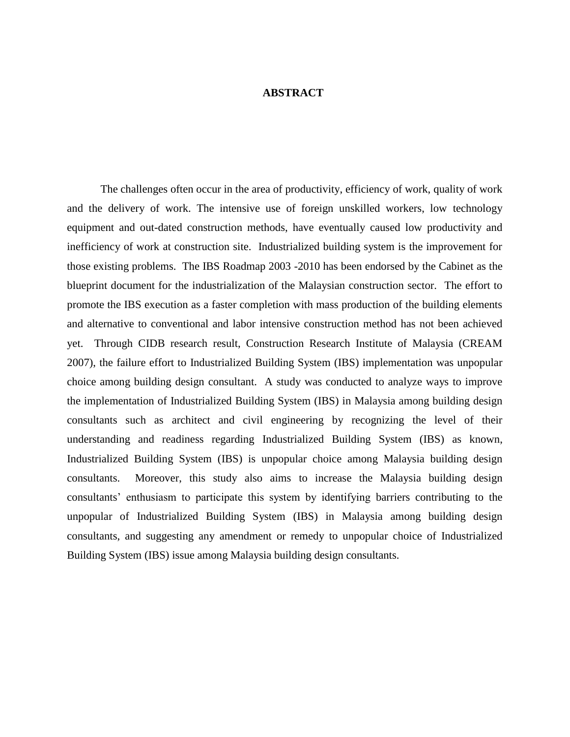# ABSTRACT

The challenges often occur in the area of productivity, efficiency of work, quality of work and the delivery of work. The intensive use of foreign unskilled workers, low technology equipment and out-dated construction methods, have eventually caused low productivity and inefficiency of work at construction site. Industrialized building system is the improvement for those existing problems. The IBS Roadmap 2003 -2010 has been endorsed by the Cabinet as the blueprint document for the industrialization of the Malaysian construction sector. The effort to promote the IBS execution as a faster completion with mass production of the building elements and alternative to conventional and labor intensive construction method has not been achieved yet. Through CIDB research result, Construction Research Institute of Malaysia (CREAM 2007), the failure effort to Industrialized Building System (IBS) implementation was unpopular choice among building design consultant. A study was conducted to analyze ways to improve the implementation of Industrialized Building System (IBS) in Malaysia among building design consultants such as architect and civil engineering by recognizing the level of their understanding and readiness regarding Industrialized Building System (IBS) as known, Industrialized Building System (IBS) is unpopular choice among Malaysia building design consultants. Moreover, this study also aims to increase the Malaysia building design consultants' enthusiasm to participate this system by identifying barriers contributing to the unpopular of Industrialized Building System (IBS) in Malaysia among building design consultants, and suggesting any amendment or remedy to unpopular choice of Industrialized Building System (IBS) issue among Malaysia building design consultants.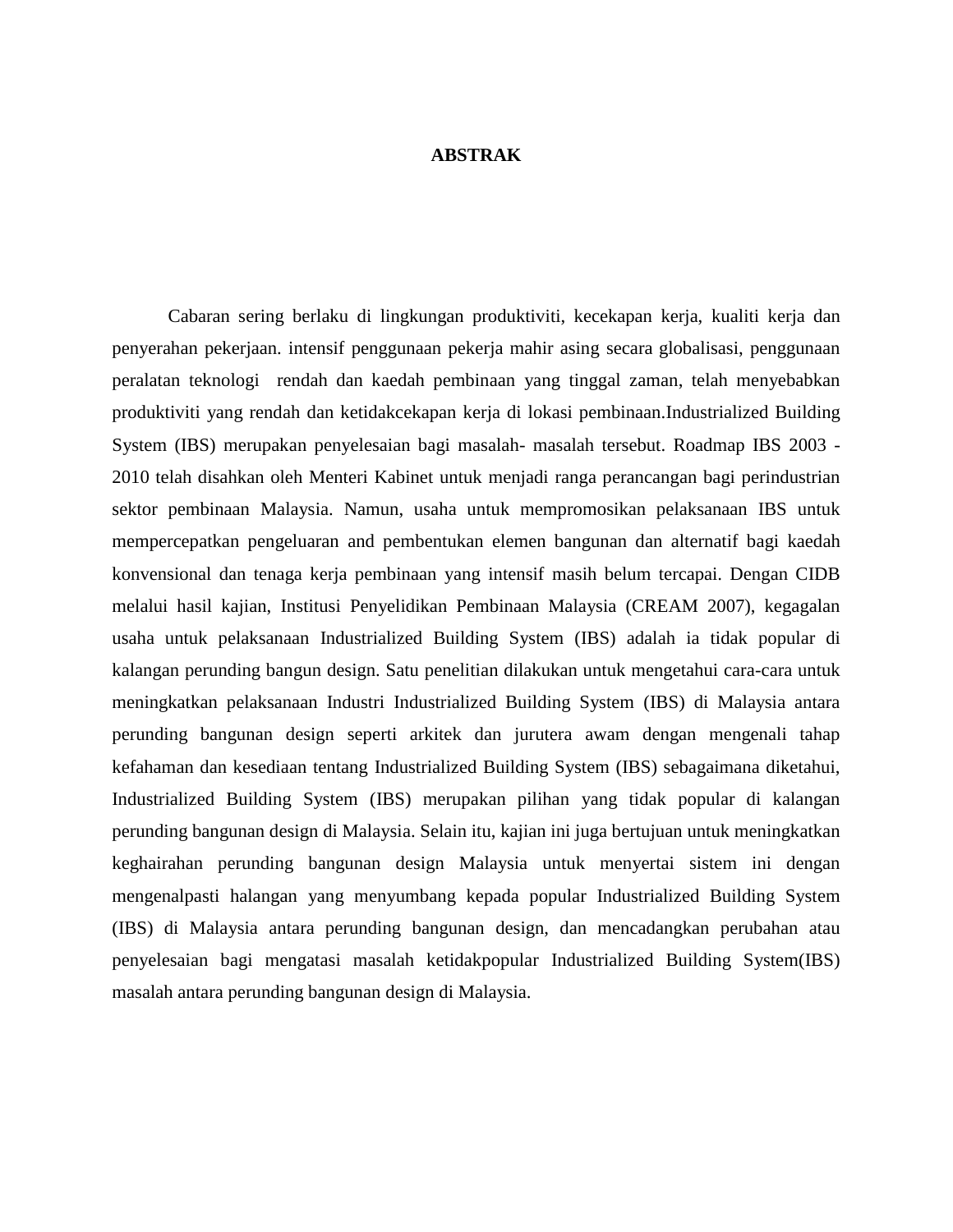# ABSTRAK

Cabaran sering berlaku di lingkungan produktiviti, kecekapan kerja, kualiti kerja dan penyerahan pekerjaan. intensif penggunaan pekerja mahir asing secara globalisasi, penggunaan peralatan teknologi rendah dan kaedah pembinaan yang tinggal zaman, telah menyebabkan produktiviti yang rendah dan ketidakcekapan kerja di lokasi pembinaan.Industrialized Building System (IBS) merupakan penyelesaian bagi masalah- masalah tersebut. Roadmap IBS 2003 - 2010 telah disahkan oleh Menteri Kabinet untuk menjadi ranga perancangan bagi perindustrian sektor pembinaan Malaysia. Namun, usaha untuk mempromosikan pelaksanaan IBS untuk mempercepatkan pengeluaran and pembentukan elemen bangunan dan alternatif bagi kaedah konvensional dan tenaga kerja pembinaan yang intensif masih belum tercapai. Dengan CIDB melalui hasil kajian, Institusi Penyelidikan Pembinaan Malaysia (CREAM 2007), kegagalan usaha untuk pelaksanaan Industrialized Building System (IBS) adalah ia tidak popular di kalangan perunding bangun design. Satu penelitian dilakukan untuk mengetahui cara-cara untuk meningkatkan pelaksanaan Industri Industrialized Building System (IBS) di Malaysia antara perunding bangunan design seperti arkitek dan jurutera awam dengan mengenali tahap kefahaman dan kesediaan tentang Industrialized Building System (IBS) sebagaimana diketahui, Industrialized Building System (IBS) merupakan pilihan yang tidak popular di kalangan perunding bangunan design di Malaysia. Selain itu, kajian ini juga bertujuan untuk meningkatkan keghairahan perunding bangunan design Malaysia untuk menyertai sistem ini dengan mengenalpasti halangan yang menyumbang kepada popular Industrialized Building System (IBS) di Malaysia antara perunding bangunan design, dan mencadangkan perubahan atau penyelesaian bagi mengatasi masalah ketidakpopular Industrialized Building System(IBS) masalah antara perunding bangunan design di Malaysia.